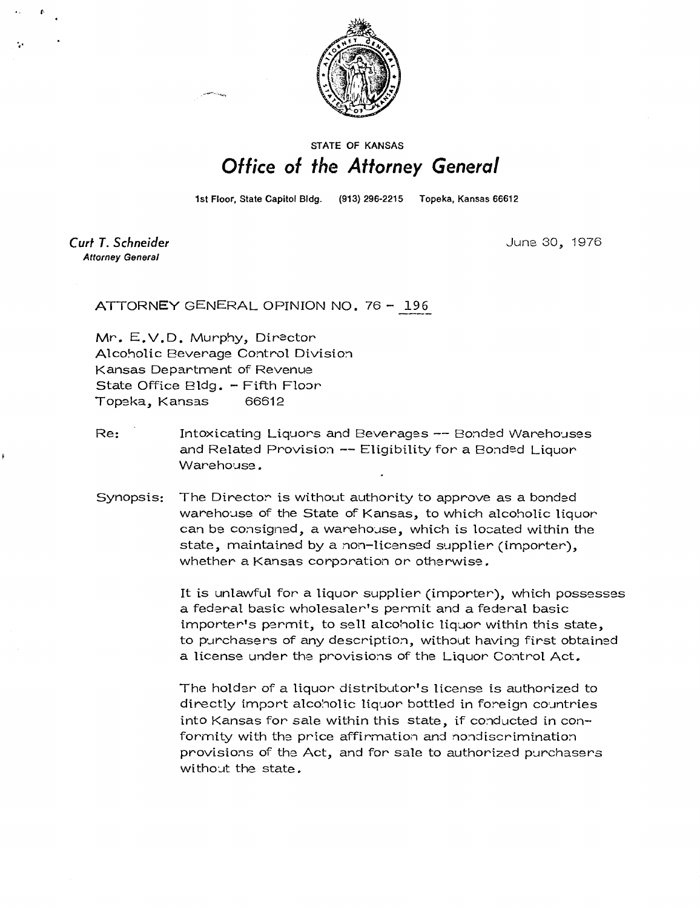STATE OF KANSAS

# Office of the Attorney General

1st Floor, State Capitol Bldg. (913) 296-2215 Topeka, Kansas 66612

*Curt T. Schneider*
**Attorney General**

June 30, 1976

ATTORNEY GENERAL OPINION NO. 76 - 196

Mr. E.V.D. Murphy, Director
Alcoholic Beverage Control Division
Kansas Department of Revenue
State Office Bldg. - Fifth Floor
Topeka, Kansas 66612

Re: Intoxicating Liquors and Beverages -- Bonded Warehouses and Related Provision -- Eligibility for a Bonded Liquor Warehouse.

Synopsis: The Director is without authority to approve as a bonded warehouse of the State of Kansas, to which alcoholic liquor can be consigned, a warehouse, which is located within the state, maintained by a non-licensed supplier (importer), whether a Kansas corporation or otherwise.

It is unlawful for a liquor supplier (importer), which possesses a federal basic wholesaler's permit and a federal basic importer's permit, to sell alcoholic liquor within this state, to purchasers of any description, without having first obtained a license under the provisions of the Liquor Control Act.

The holder of a liquor distributor's license is authorized to directly import alcoholic liquor bottled in foreign countries into Kansas for sale within this state, if conducted in conformity with the price affirmation and nondiscrimination provisions of the Act, and for sale to authorized purchasers without the state.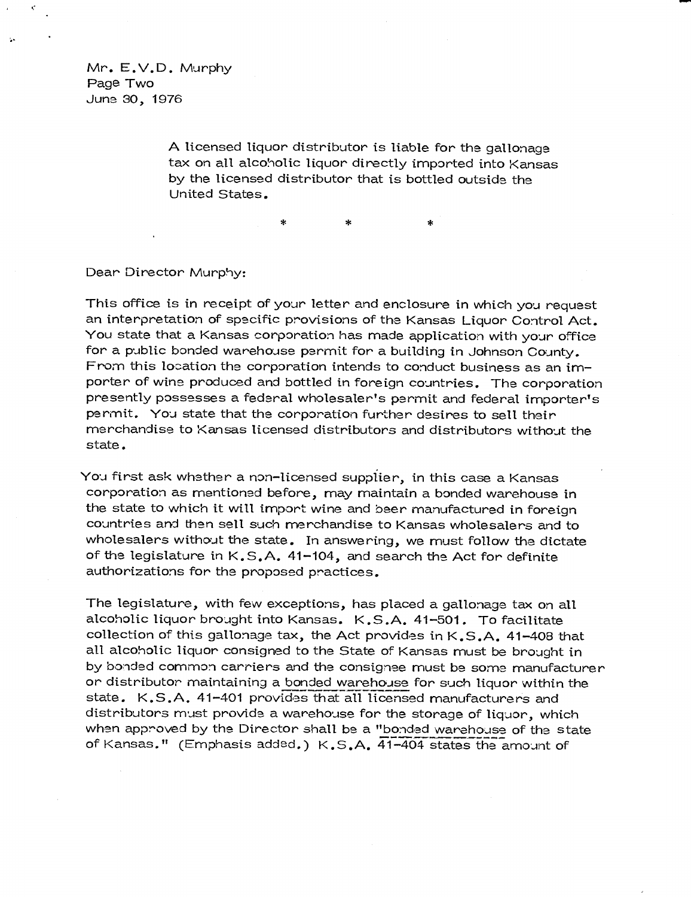Mr. E.V.D. Murphy
Page Two
June 30, 1976

> A licensed liquor distributor is liable for the gallonage tax on all alcoholic liquor directly imported into Kansas by the licensed distributor that is bottled outside the United States.

\* \* \*

Dear Director Murphy:

This office is in receipt of your letter and enclosure in which you request an interpretation of specific provisions of the Kansas Liquor Control Act. You state that a Kansas corporation has made application with your office for a public bonded warehouse permit for a building in Johnson County. From this location the corporation intends to conduct business as an importer of wine produced and bottled in foreign countries. The corporation presently possesses a federal wholesaler's permit and federal importer's permit. You state that the corporation further desires to sell their merchandise to Kansas licensed distributors and distributors without the state.

You first ask whether a non-licensed supplier, in this case a Kansas corporation as mentioned before, may maintain a bonded warehouse in the state to which it will import wine and beer manufactured in foreign countries and then sell such merchandise to Kansas wholesalers and to wholesalers without the state. In answering, we must follow the dictate of the legislature in K.S.A. 41-104, and search the Act for definite authorizations for the proposed practices.

The legislature, with few exceptions, has placed a gallonage tax on all alcoholic liquor brought into Kansas. K.S.A. 41-501. To facilitate collection of this gallonage tax, the Act provides in K.S.A. 41-408 that all alcoholic liquor consigned to the State of Kansas must be brought in by bonded common carriers and the consignee must be some manufacturer or distributor maintaining a <u>bonded warehouse</u> for such liquor within the state. K.S.A. 41-401 provides that all licensed manufacturers and distributors must provide a warehouse for the storage of liquor, which when approved by the Director shall be a "<u>bonded warehouse</u> of the state of Kansas." (Emphasis added.) K.S.A. 41-404 states the amount of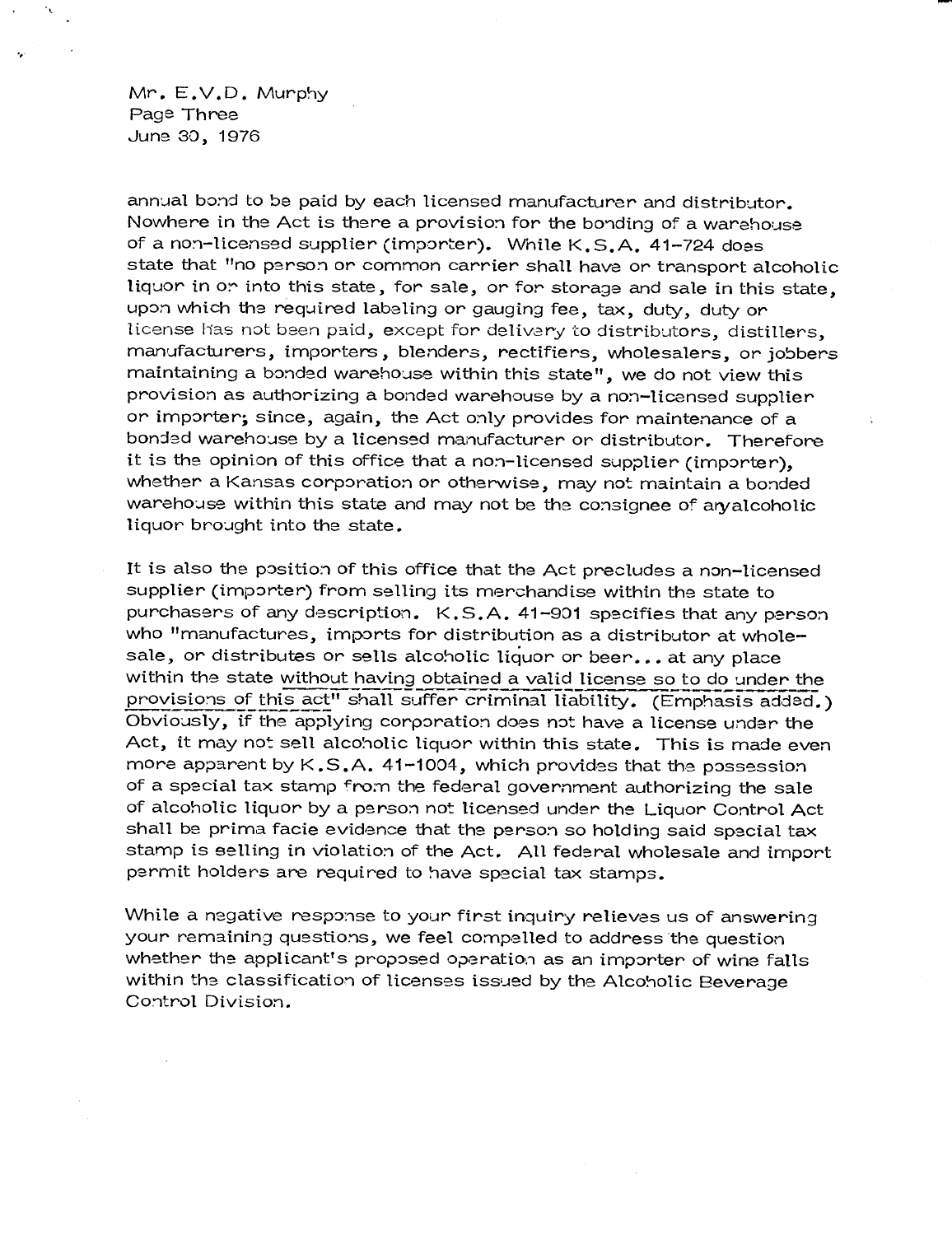Mr. E.V.D. Murphy
Page Three
June 30, 1976

annual bond to be paid by each licensed manufacturer and distributor. Nowhere in the Act is there a provision for the bonding of a warehouse of a non-licensed supplier (importer). While K.S.A. 41-724 does state that "no person or common carrier shall have or transport alcoholic liquor in or into this state, for sale, or for storage and sale in this state, upon which the required labeling or gauging fee, tax, duty, duty or license has not been paid, except for delivery to distributors, distillers, manufacturers, importers, blenders, rectifiers, wholesalers, or jobbers maintaining a bonded warehouse within this state", we do not view this provision as authorizing a bonded warehouse by a non-licensed supplier or importer; since, again, the Act only provides for maintenance of a bonded warehouse by a licensed manufacturer or distributor. Therefore it is the opinion of this office that a non-licensed supplier (importer), whether a Kansas corporation or otherwise, may not maintain a bonded warehouse within this state and may not be the consignee of anyalcoholic liquor brought into the state.

It is also the position of this office that the Act precludes a non-licensed supplier (importer) from selling its merchandise within the state to purchasers of any description. K.S.A. 41-901 specifies that any person who "manufactures, imports for distribution as a distributor at wholesale, or distributes or sells alcoholic liquor or beer... at any place within the state <u>without having obtained a valid license so to do under the provisions of this act</u>" shall suffer criminal liability. (Emphasis added.) Obviously, if the applying corporation does not have a license under the Act, it may not sell alcoholic liquor within this state. This is made even more apparent by K.S.A. 41-1004, which provides that the possession of a special tax stamp from the federal government authorizing the sale of alcoholic liquor by a person not licensed under the Liquor Control Act shall be prima facie evidence that the person so holding said special tax stamp is selling in violation of the Act. All federal wholesale and import permit holders are required to have special tax stamps.

While a negative response to your first inquiry relieves us of answering your remaining questions, we feel compelled to address the question whether the applicant's proposed operation as an importer of wine falls within the classification of licenses issued by the Alcoholic Beverage Control Division.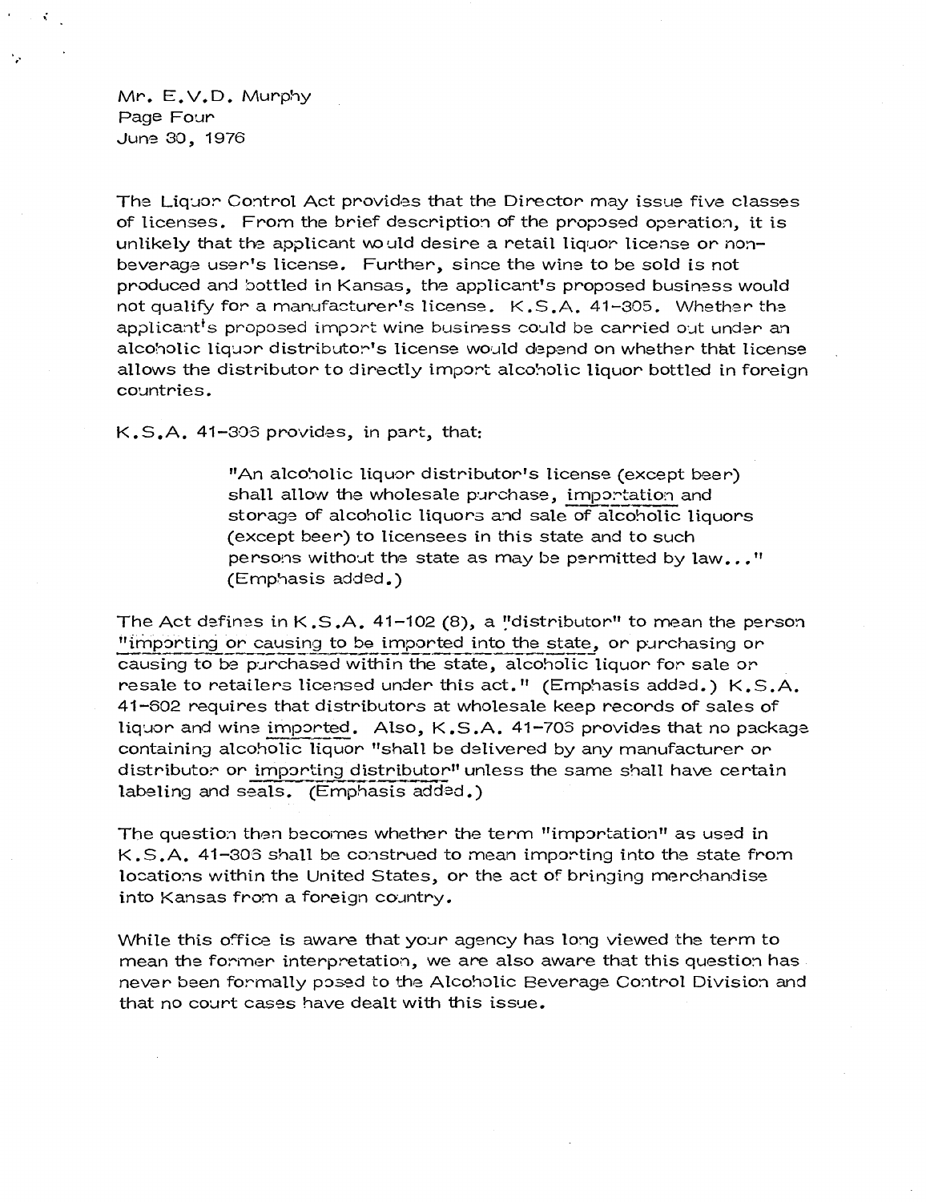Mr. E.V.D. Murphy
Page Four
June 30, 1976

The Liquor Control Act provides that the Director may issue five classes of licenses. From the brief description of the proposed operation, it is unlikely that the applicant would desire a retail liquor license or non-beverage user's license. Further, since the wine to be sold is not produced and bottled in Kansas, the applicant's proposed business would not qualify for a manufacturer's license. K.S.A. 41-305. Whether the applicant's proposed import wine business could be carried out under an alcoholic liquor distributor's license would depend on whether that license allows the distributor to directly import alcoholic liquor bottled in foreign countries.

K.S.A. 41-306 provides, in part, that:

> "An alcoholic liquor distributor's license (except beer) shall allow the wholesale purchase, <u>importation</u> and storage of alcoholic liquors and sale of alcoholic liquors (except beer) to licensees in this state and to such persons without the state as may be permitted by law..." (Emphasis added.)

The Act defines in K.S.A. 41-102 (8), a "distributor" to mean the person "<u>importing or causing to be imported into the state</u>, or purchasing or causing to be purchased within the state, alcoholic liquor for sale or resale to retailers licensed under this act." (Emphasis added.) K.S.A. 41-602 requires that distributors at wholesale keep records of sales of liquor and wine <u>imported</u>. Also, K.S.A. 41-706 provides that no package containing alcoholic liquor "shall be delivered by any manufacturer or distributor or <u>importing distributor</u>" unless the same shall have certain labeling and seals. (Emphasis added.)

The question then becomes whether the term "importation" as used in K.S.A. 41-306 shall be construed to mean importing into the state from locations within the United States, or the act of bringing merchandise into Kansas from a foreign country.

While this office is aware that your agency has long viewed the term to mean the former interpretation, we are also aware that this question has never been formally posed to the Alcoholic Beverage Control Division and that no court cases have dealt with this issue.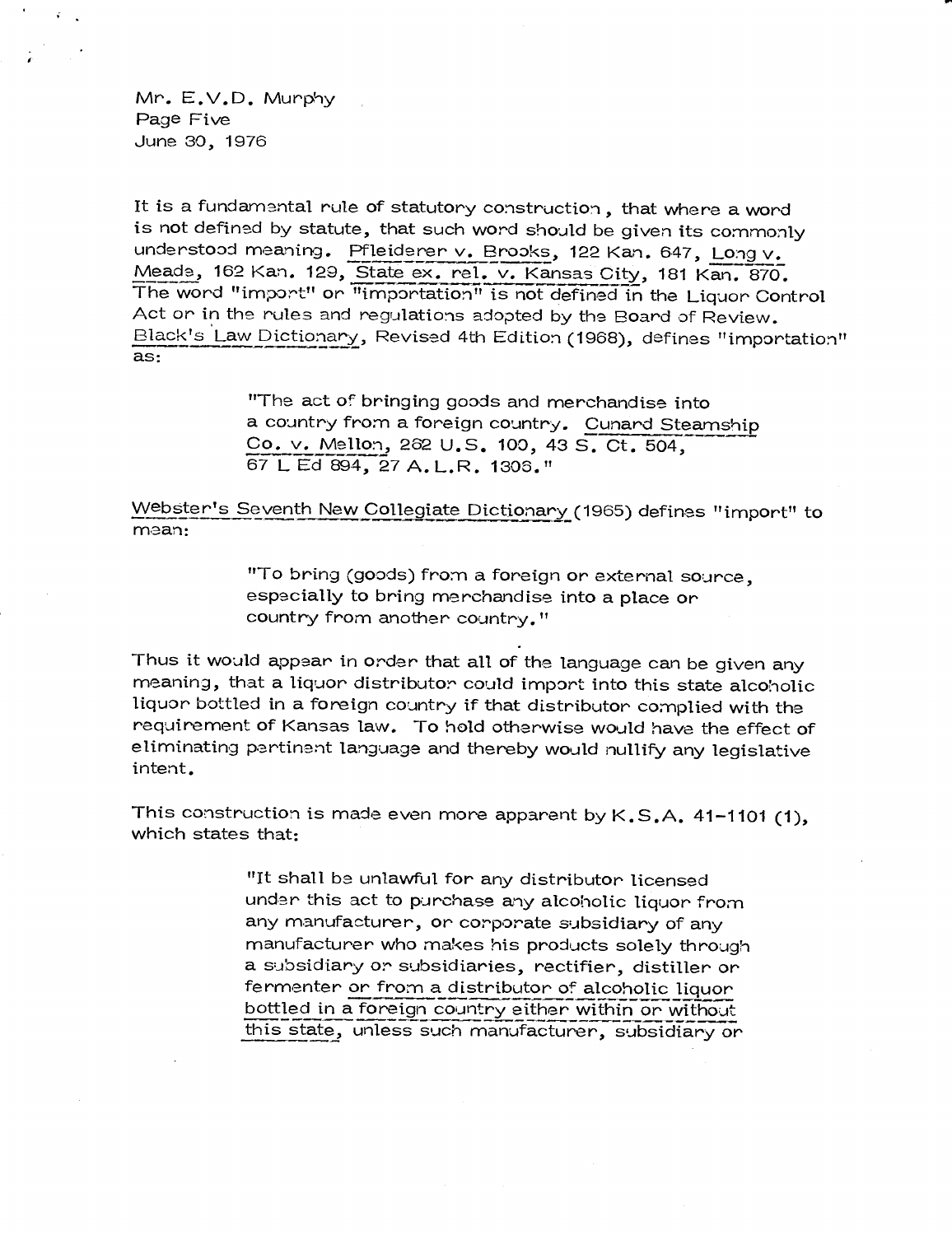It is a fundamental rule of statutory construction, that where a word is not defined by statute, that such word should be given its commonly understood meaning. Pfleiderer v. Brooks, 122 Kan. 647, Long v. Meade, 162 Kan. 129, State ex. rel. v. Kansas City, 181 Kan. 870. The word "import" or "importation" is not defined in the Liquor Control Act or in the rules and regulations adopted by the Board of Review. Black's Law Dictionary, Revised 4th Edition (1968), defines "importation" as:

> "The act of bringing goods and merchandise into a country from a foreign country. Cunard Steamship Co. v. Mellon, 262 U.S. 100, 43 S. Ct. 504, 67 L Ed 894, 27 A.L.R. 1306."

Webster's Seventh New Collegiate Dictionary (1965) defines "import" to mean:

> "To bring (goods) from a foreign or external source, especially to bring merchandise into a place or country from another country."

Thus it would appear in order that all of the language can be given any meaning, that a liquor distributor could import into this state alcoholic liquor bottled in a foreign country if that distributor complied with the requirement of Kansas law. To hold otherwise would have the effect of eliminating pertinent language and thereby would nullify any legislative intent.

This construction is made even more apparent by K.S.A. 41-1101 (1), which states that:

> "It shall be unlawful for any distributor licensed under this act to purchase any alcoholic liquor from any manufacturer, or corporate subsidiary of any manufacturer who makes his products solely through a subsidiary or subsidiaries, rectifier, distiller or fermenter or from a distributor of alcoholic liquor bottled in a foreign country either within or without this state, unless such manufacturer, subsidiary or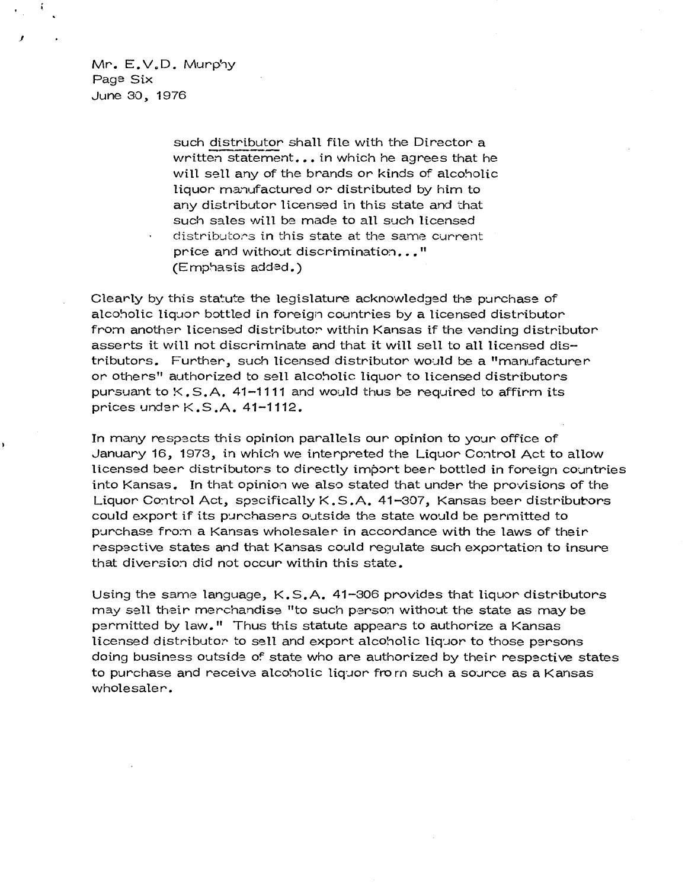such distributor shall file with the Director a written statement... in which he agrees that he will sell any of the brands or kinds of alcoholic liquor manufactured or distributed by him to any distributor licensed in this state and that such sales will be made to all such licensed distributors in this state at the same current price and without discrimination..." (Emphasis added.)

Clearly by this statute the legislature acknowledged the purchase of alcoholic liquor bottled in foreign countries by a licensed distributor from another licensed distributor within Kansas if the vending distributor asserts it will not discriminate and that it will sell to all licensed distributors. Further, such licensed distributor would be a "manufacturer or others" authorized to sell alcoholic liquor to licensed distributors pursuant to K.S.A. 41-1111 and would thus be required to affirm its prices under K.S.A. 41-1112.

In many respects this opinion parallels our opinion to your office of January 16, 1973, in which we interpreted the Liquor Control Act to allow licensed beer distributors to directly import beer bottled in foreign countries into Kansas. In that opinion we also stated that under the provisions of the Liquor Control Act, specifically K.S.A. 41-307, Kansas beer distributors could export if its purchasers outside the state would be permitted to purchase from a Kansas wholesaler in accordance with the laws of their respective states and that Kansas could regulate such exportation to insure that diversion did not occur within this state.

Using the same language, K.S.A. 41-306 provides that liquor distributors may sell their merchandise "to such person without the state as may be permitted by law." Thus this statute appears to authorize a Kansas licensed distributor to sell and export alcoholic liquor to those persons doing business outside of state who are authorized by their respective states to purchase and receive alcoholic liquor from such a source as a Kansas wholesaler.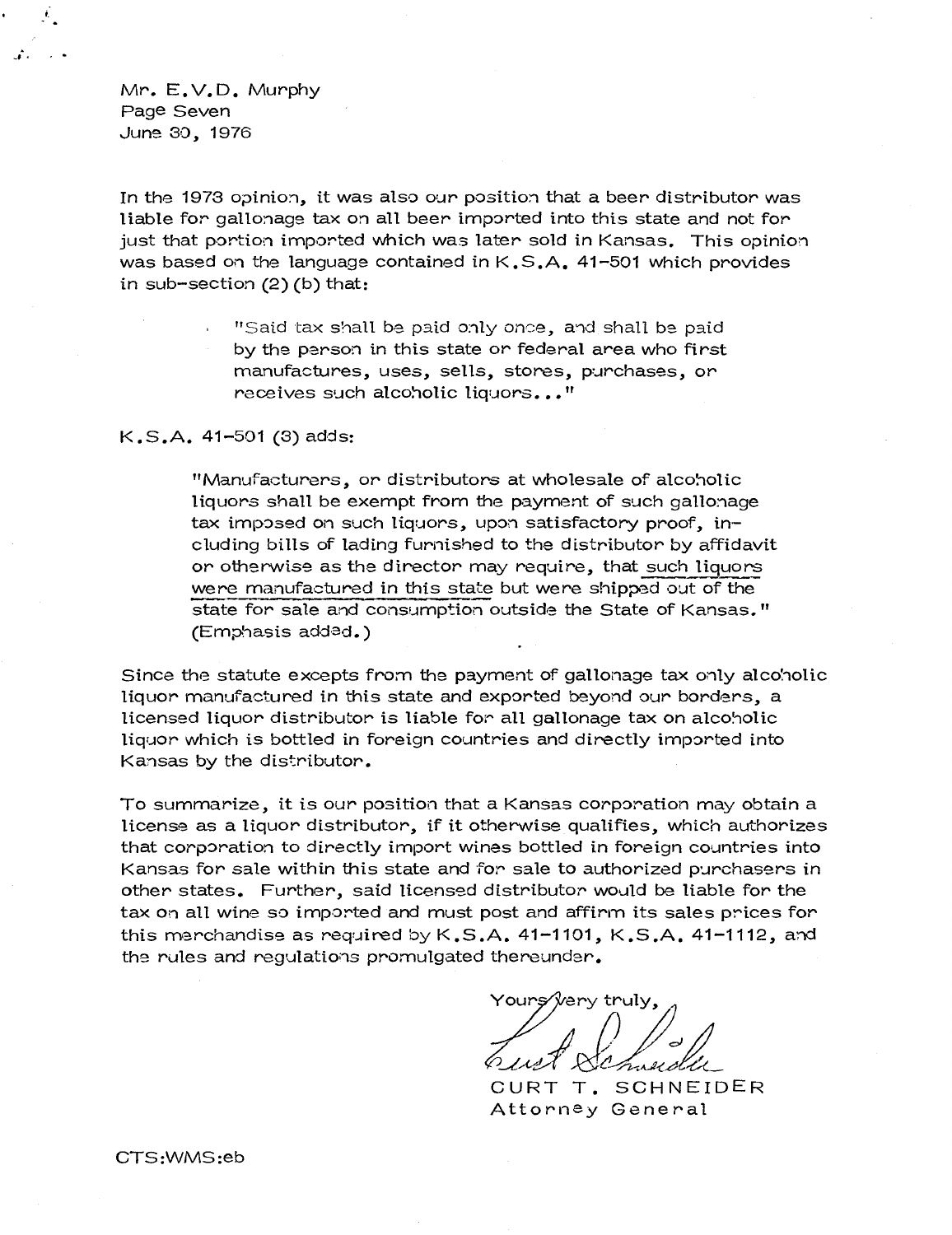In the 1973 opinion, it was also our position that a beer distributor was liable for gallonage tax on all beer imported into this state and not for just that portion imported which was later sold in Kansas. This opinion was based on the language contained in K.S.A. 41-501 which provides in sub-section (2) (b) that:

> "Said tax shall be paid only once, and shall be paid by the person in this state or federal area who first manufactures, uses, sells, stores, purchases, or receives such alcoholic liquors..."

K.S.A. 41-501 (3) adds:

> "Manufacturers, or distributors at wholesale of alcoholic liquors shall be exempt from the payment of such gallonage tax imposed on such liquors, upon satisfactory proof, including bills of lading furnished to the distributor by affidavit or otherwise as the director may require, that <u>such liquors were manufactured in this state</u> but were shipped out of the state for sale and consumption outside the State of Kansas." (Emphasis added.)

Since the statute excepts from the payment of gallonage tax only alcoholic liquor manufactured in this state and exported beyond our borders, a licensed liquor distributor is liable for all gallonage tax on alcoholic liquor which is bottled in foreign countries and directly imported into Kansas by the distributor.

To summarize, it is our position that a Kansas corporation may obtain a license as a liquor distributor, if it otherwise qualifies, which authorizes that corporation to directly import wines bottled in foreign countries into Kansas for sale within this state and for sale to authorized purchasers in other states. Further, said licensed distributor would be liable for the tax on all wine so imported and must post and affirm its sales prices for this merchandise as required by K.S.A. 41-1101, K.S.A. 41-1112, and the rules and regulations promulgated thereunder.

Yours very truly,

Curt Schneider

CURT T. SCHNEIDER
Attorney General

CTS:WMS:eb